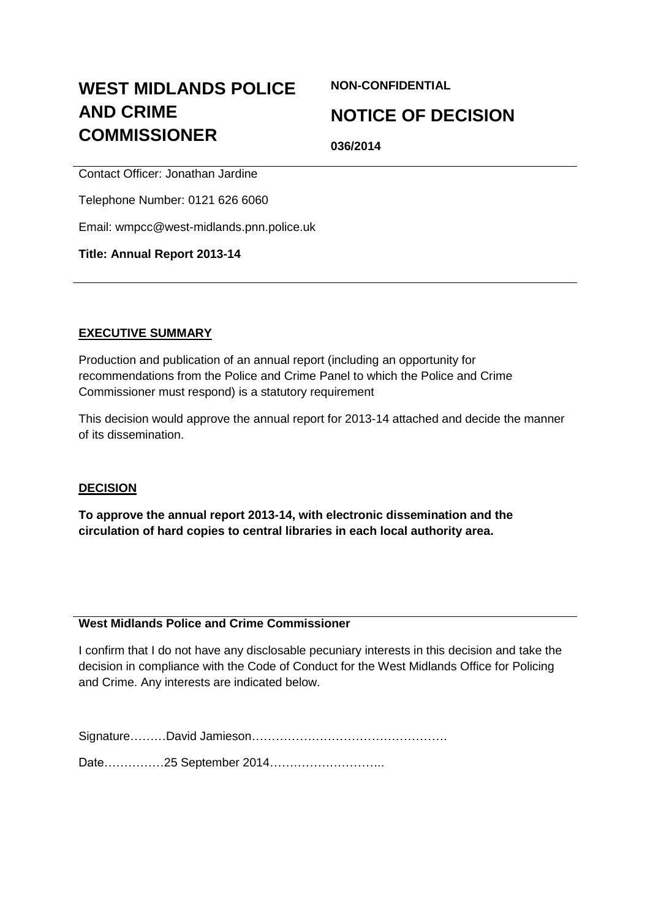# WEST MIDLANDS POLICE AND CRIME COMMISSIONER

**NON-CONFIDENTIAL**

## NOTICE OF DECISION

**036/2014**

Contact Officer: Jonathan Jardine

Telephone Number: 0121 626 6060

Email: wmpcc@west-midlands.pnn.police.uk

**Title: Annual Report 2013-14**

**EXECUTIVE SUMMARY**

Production and publication of an annual report (including an opportunity for recommendations from the Police and Crime Panel to which the Police and Crime Commissioner must respond) is a statutory requirement

This decision would approve the annual report for 2013-14 attached and decide the manner of its dissemination.

**DECISION**

**To approve the annual report 2013-14, with electronic dissemination and the circulation of hard copies to central libraries in each local authority area.**

**West Midlands Police and Crime Commissioner**

I confirm that I do not have any disclosable pecuniary interests in this decision and take the decision in compliance with the Code of Conduct for the West Midlands Office for Policing and Crime. Any interests are indicated below.

Signature………David Jamieson………………………………………….

Date……………25 September 2014………………………..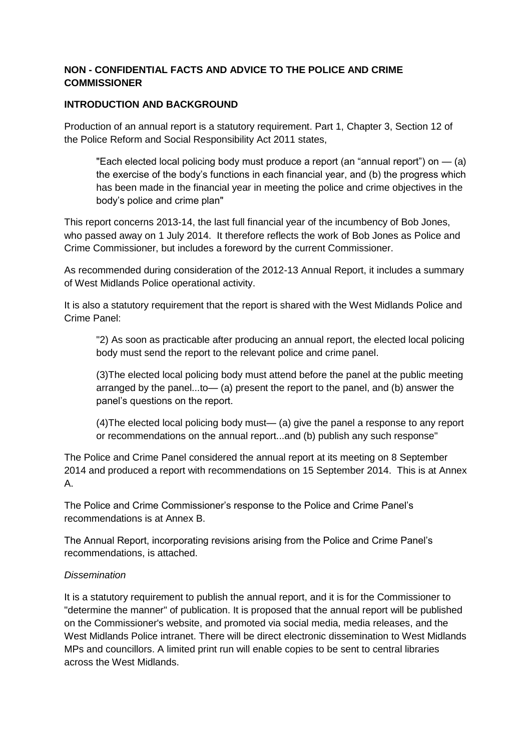## NON - CONFIDENTIAL FACTS AND ADVICE TO THE POLICE AND CRIME COMMISSIONER

### INTRODUCTION AND BACKGROUND

Production of an annual report is a statutory requirement. Part 1, Chapter 3, Section 12 of the Police Reform and Social Responsibility Act 2011 states,

> "Each elected local policing body must produce a report (an "annual report") on — (a) the exercise of the body's functions in each financial year, and (b) the progress which has been made in the financial year in meeting the police and crime objectives in the body's police and crime plan"

This report concerns 2013-14, the last full financial year of the incumbency of Bob Jones, who passed away on 1 July 2014. It therefore reflects the work of Bob Jones as Police and Crime Commissioner, but includes a foreword by the current Commissioner.

As recommended during consideration of the 2012-13 Annual Report, it includes a summary of West Midlands Police operational activity.

It is also a statutory requirement that the report is shared with the West Midlands Police and Crime Panel:

> "2) As soon as practicable after producing an annual report, the elected local policing body must send the report to the relevant police and crime panel.
>
> (3)The elected local policing body must attend before the panel at the public meeting arranged by the panel...to— (a) present the report to the panel, and (b) answer the panel's questions on the report.
>
> (4)The elected local policing body must— (a) give the panel a response to any report or recommendations on the annual report...and (b) publish any such response"

The Police and Crime Panel considered the annual report at its meeting on 8 September 2014 and produced a report with recommendations on 15 September 2014. This is at Annex A.

The Police and Crime Commissioner's response to the Police and Crime Panel's recommendations is at Annex B.

The Annual Report, incorporating revisions arising from the Police and Crime Panel's recommendations, is attached.

*Dissemination*

It is a statutory requirement to publish the annual report, and it is for the Commissioner to "determine the manner" of publication. It is proposed that the annual report will be published on the Commissioner's website, and promoted via social media, media releases, and the West Midlands Police intranet. There will be direct electronic dissemination to West Midlands MPs and councillors. A limited print run will enable copies to be sent to central libraries across the West Midlands.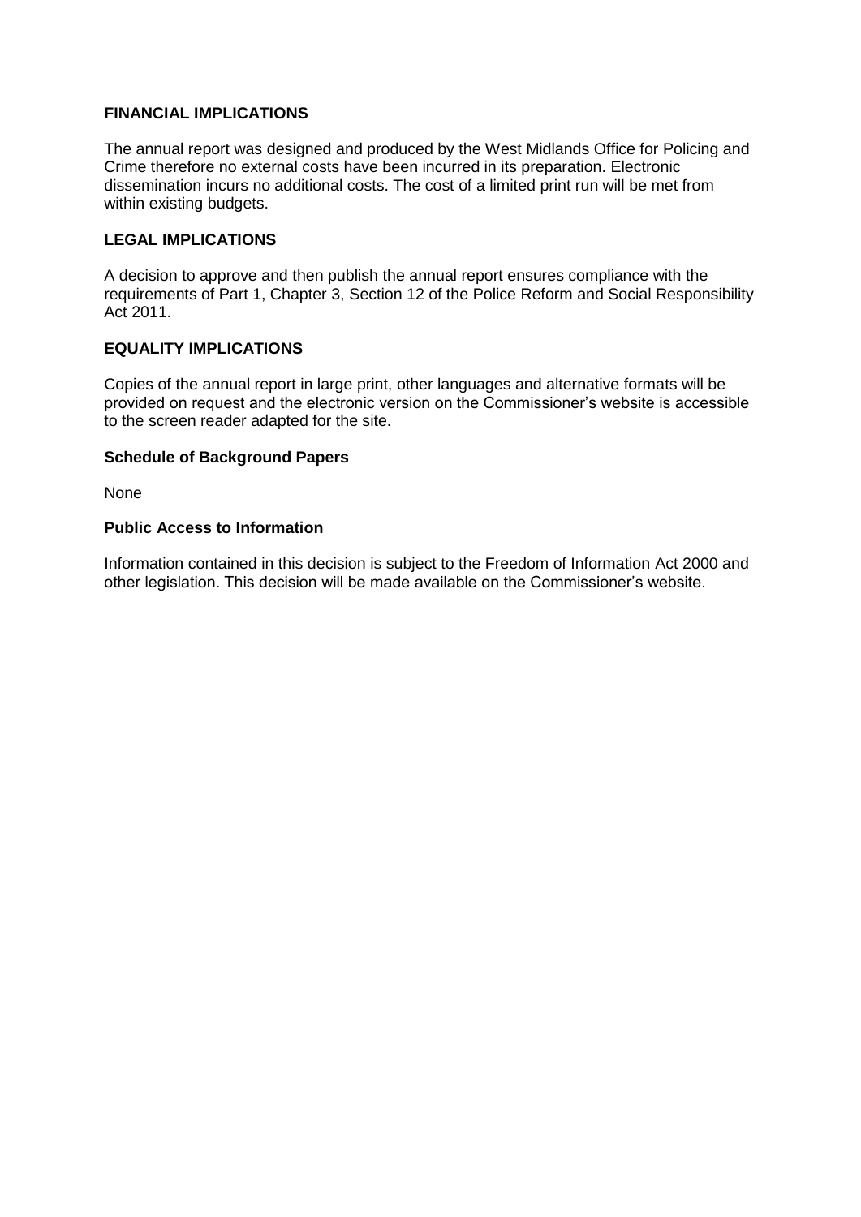**FINANCIAL IMPLICATIONS**

The annual report was designed and produced by the West Midlands Office for Policing and Crime therefore no external costs have been incurred in its preparation. Electronic dissemination incurs no additional costs. The cost of a limited print run will be met from within existing budgets.

**LEGAL IMPLICATIONS**

A decision to approve and then publish the annual report ensures compliance with the requirements of Part 1, Chapter 3, Section 12 of the Police Reform and Social Responsibility Act 2011.

**EQUALITY IMPLICATIONS**

Copies of the annual report in large print, other languages and alternative formats will be provided on request and the electronic version on the Commissioner's website is accessible to the screen reader adapted for the site.

**Schedule of Background Papers**

None

**Public Access to Information**

Information contained in this decision is subject to the Freedom of Information Act 2000 and other legislation. This decision will be made available on the Commissioner's website.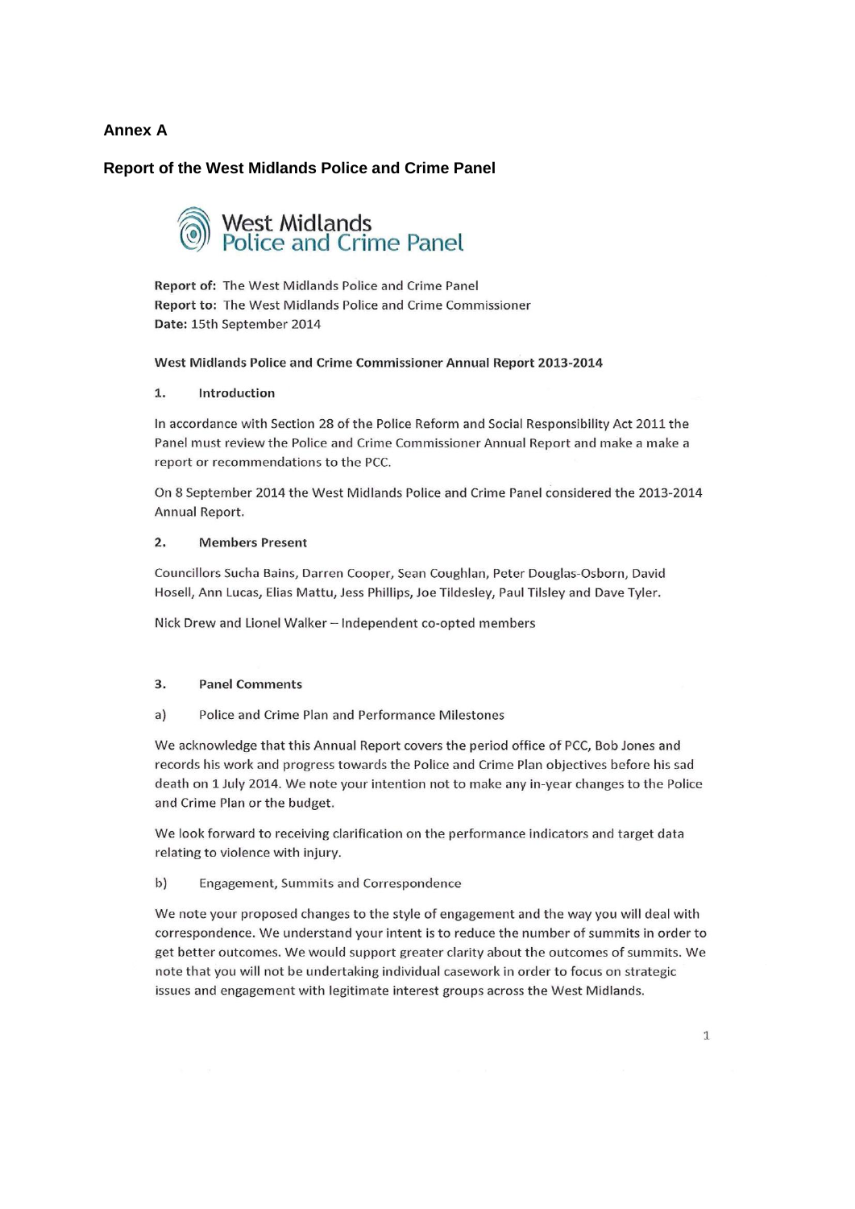**Annex A**

**Report of the West Midlands Police and Crime Panel**

West Midlands Police and Crime Panel

**Report of:** The West Midlands Police and Crime Panel
**Report to:** The West Midlands Police and Crime Commissioner
**Date:** 15th September 2014

**West Midlands Police and Crime Commissioner Annual Report 2013-2014**

**1. Introduction**

In accordance with Section 28 of the Police Reform and Social Responsibility Act 2011 the Panel must review the Police and Crime Commissioner Annual Report and make a make a report or recommendations to the PCC.

On 8 September 2014 the West Midlands Police and Crime Panel considered the 2013-2014 Annual Report.

**2. Members Present**

Councillors Sucha Bains, Darren Cooper, Sean Coughlan, Peter Douglas-Osborn, David Hosell, Ann Lucas, Elias Mattu, Jess Phillips, Joe Tildesley, Paul Tilsley and Dave Tyler.

Nick Drew and Lionel Walker – Independent co-opted members

**3. Panel Comments**

a) Police and Crime Plan and Performance Milestones

We acknowledge that this Annual Report covers the period office of PCC, Bob Jones and records his work and progress towards the Police and Crime Plan objectives before his sad death on 1 July 2014. We note your intention not to make any in-year changes to the Police and Crime Plan or the budget.

We look forward to receiving clarification on the performance indicators and target data relating to violence with injury.

b) Engagement, Summits and Correspondence

We note your proposed changes to the style of engagement and the way you will deal with correspondence. We understand your intent is to reduce the number of summits in order to get better outcomes. We would support greater clarity about the outcomes of summits. We note that you will not be undertaking individual casework in order to focus on strategic issues and engagement with legitimate interest groups across the West Midlands.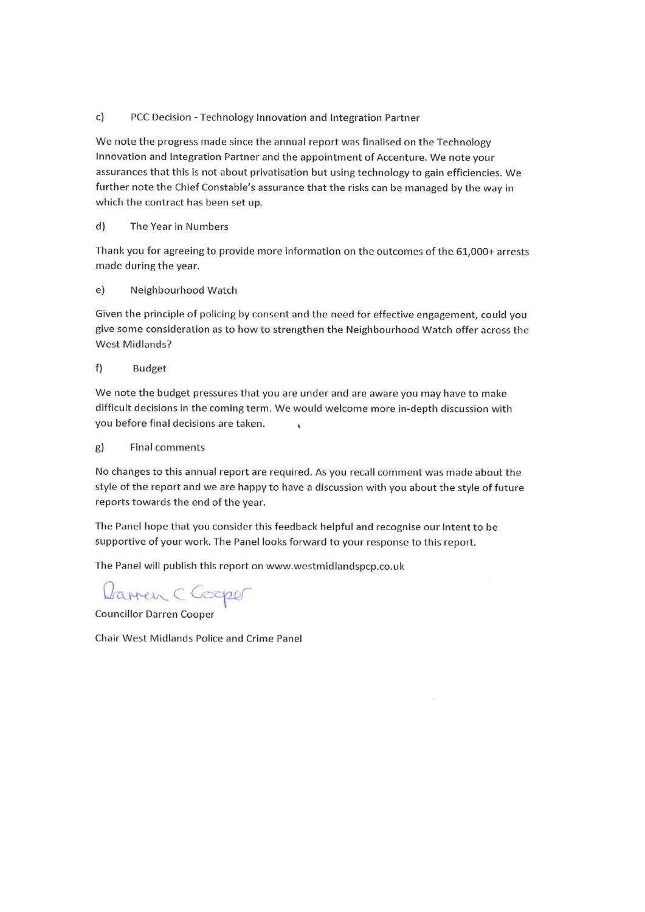c) PCC Decision - Technology Innovation and Integration Partner

We note the progress made since the annual report was finalised on the Technology Innovation and Integration Partner and the appointment of Accenture. We note your assurances that this is not about privatisation but using technology to gain efficiencies. We further note the Chief Constable's assurance that the risks can be managed by the way in which the contract has been set up.

d) The Year in Numbers

Thank you for agreeing to provide more information on the outcomes of the 61,000+ arrests made during the year.

e) Neighbourhood Watch

Given the principle of policing by consent and the need for effective engagement, could you give some consideration as to how to strengthen the Neighbourhood Watch offer across the West Midlands?

f) Budget

We note the budget pressures that you are under and are aware you may have to make difficult decisions in the coming term. We would welcome more in-depth discussion with you before final decisions are taken.

g) Final comments

No changes to this annual report are required. As you recall comment was made about the style of the report and we are happy to have a discussion with you about the style of future reports towards the end of the year.

The Panel hope that you consider this feedback helpful and recognise our intent to be supportive of your work. The Panel looks forward to your response to this report.

The Panel will publish this report on www.westmidlandspcp.co.uk

Darren C Cooper

Councillor Darren Cooper

Chair West Midlands Police and Crime Panel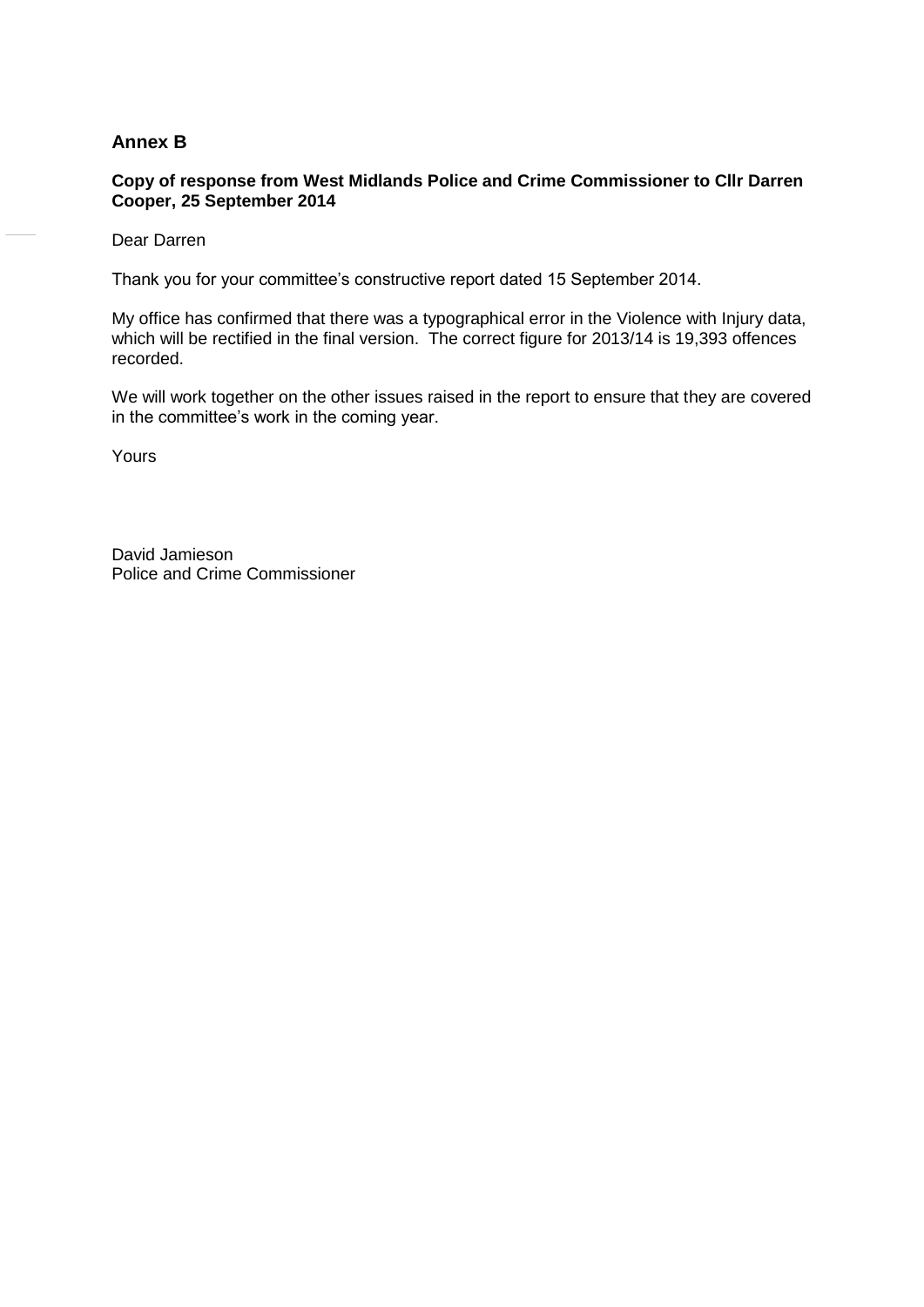## Annex B

**Copy of response from West Midlands Police and Crime Commissioner to Cllr Darren Cooper, 25 September 2014**

Dear Darren

Thank you for your committee's constructive report dated 15 September 2014.

My office has confirmed that there was a typographical error in the Violence with Injury data, which will be rectified in the final version. The correct figure for 2013/14 is 19,393 offences recorded.

We will work together on the other issues raised in the report to ensure that they are covered in the committee's work in the coming year.

Yours

David Jamieson
Police and Crime Commissioner